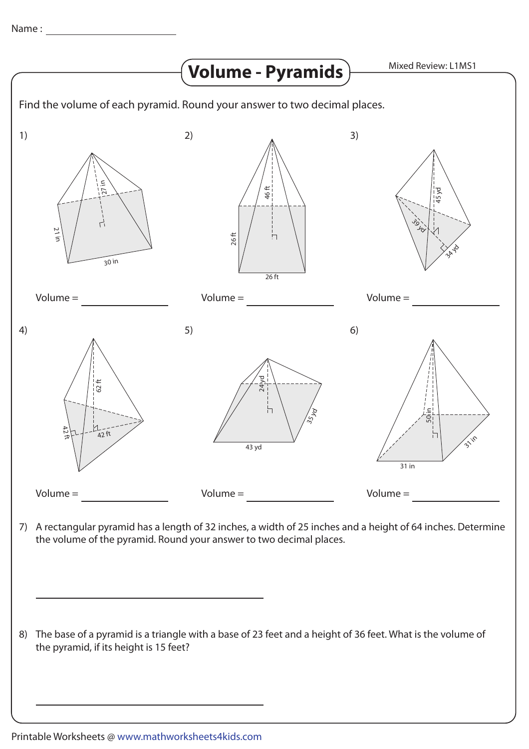Name : ____________________

# Volume - Pyramids

Mixed Review: L1MS1

Find the volume of each pyramid. Round your answer to two decimal places.

1) 27 in, 21 in, 30 in

Volume = ____________

2) 46 ft, 26 ft, 26 ft

Volume = ____________

3) 45 yd, 39 yd, 34 yd

Volume = ____________

4) 62 ft, 42 ft, 42 ft

Volume = ____________

5) 24 yd, 35 yd, 43 yd

Volume = ____________

6) 50 in, 31 in, 31 in

Volume = ____________

7) A rectangular pyramid has a length of 32 inches, a width of 25 inches and a height of 64 inches. Determine the volume of the pyramid. Round your answer to two decimal places.

______________________________

8) The base of a pyramid is a triangle with a base of 23 feet and a height of 36 feet. What is the volume of the pyramid, if its height is 15 feet?

______________________________

Printable Worksheets @ www.mathworksheets4kids.com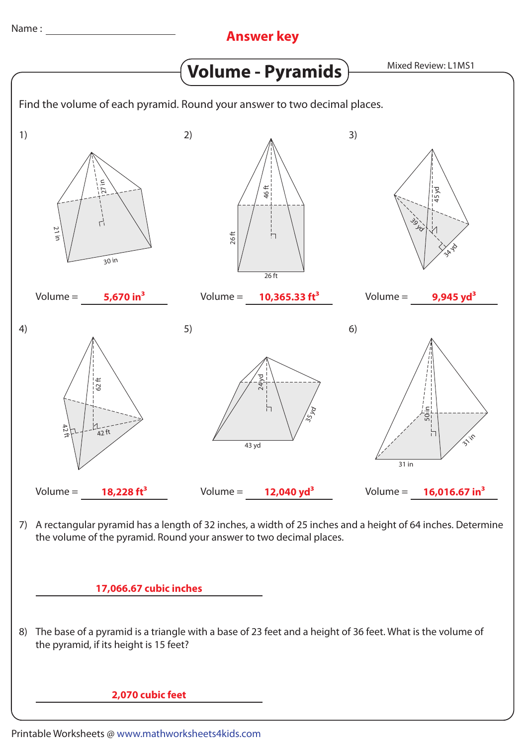Name : ____________________

**Answer key**

# Volume - Pyramids

Mixed Review: L1MS1

Find the volume of each pyramid. Round your answer to two decimal places.

1)

27 in
21 in
30 in

Volume = **5,670 $in^3$**

2)

46 ft
26 ft
26 ft

Volume = **10,365.33 $ft^3$**

3)

45 yd
39 yd
34 yd

Volume = **9,945 $yd^3$**

4)

62 ft
42 ft
42 ft

Volume = **18,228 $ft^3$**

5)

24 yd
35 yd
43 yd

Volume = **12,040 $yd^3$**

6)

50 in
31 in
31 in

Volume = **16,016.67 $in^3$**

7) A rectangular pyramid has a length of 32 inches, a width of 25 inches and a height of 64 inches. Determine the volume of the pyramid. Round your answer to two decimal places.

**17,066.67 cubic inches**

8) The base of a pyramid is a triangle with a base of 23 feet and a height of 36 feet. What is the volume of the pyramid, if its height is 15 feet?

**2,070 cubic feet**

Printable Worksheets @ www.mathworksheets4kids.com